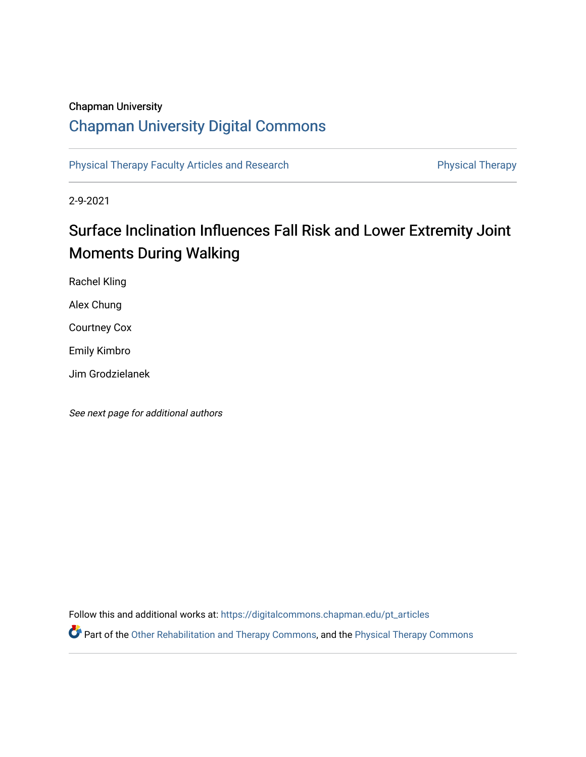Chapman University

## Chapman University Digital Commons

Physical Therapy Faculty Articles and Research | Physical Therapy

2-9-2021

# Surface Inclination Influences Fall Risk and Lower Extremity Joint Moments During Walking

Rachel Kling

Alex Chung

Courtney Cox

Emily Kimbro

Jim Grodzielanek

*See next page for additional authors*

Follow this and additional works at: https://digitalcommons.chapman.edu/pt_articles

Part of the Other Rehabilitation and Therapy Commons, and the Physical Therapy Commons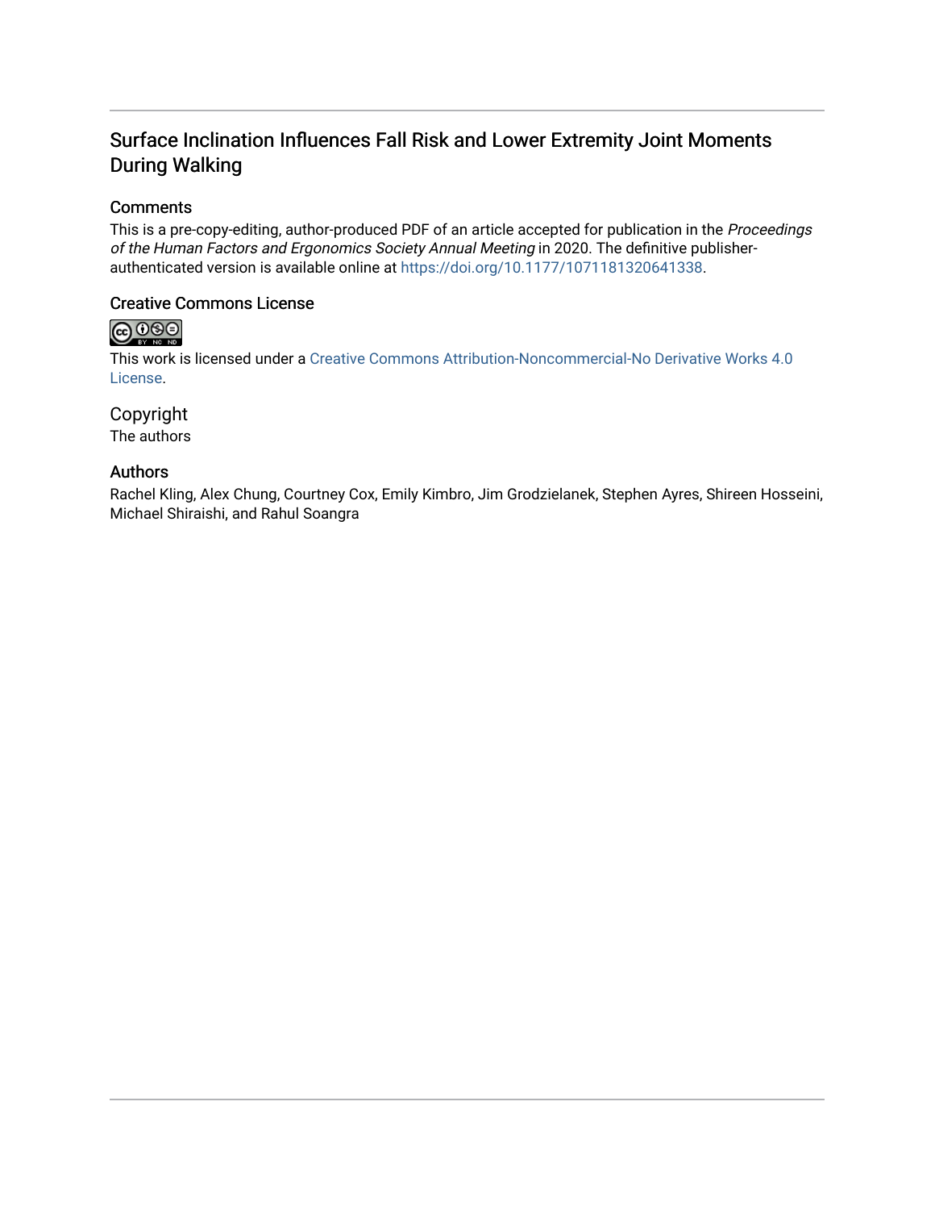# Surface Inclination Influences Fall Risk and Lower Extremity Joint Moments During Walking

## Comments

This is a pre-copy-editing, author-produced PDF of an article accepted for publication in the *Proceedings of the Human Factors and Ergonomics Society Annual Meeting* in 2020. The definitive publisher-authenticated version is available online at https://doi.org/10.1177/1071181320641338.

## Creative Commons License

This work is licensed under a Creative Commons Attribution-Noncommercial-No Derivative Works 4.0 License.

## Copyright

The authors

## Authors

Rachel Kling, Alex Chung, Courtney Cox, Emily Kimbro, Jim Grodzielanek, Stephen Ayres, Shireen Hosseini, Michael Shiraishi, and Rahul Soangra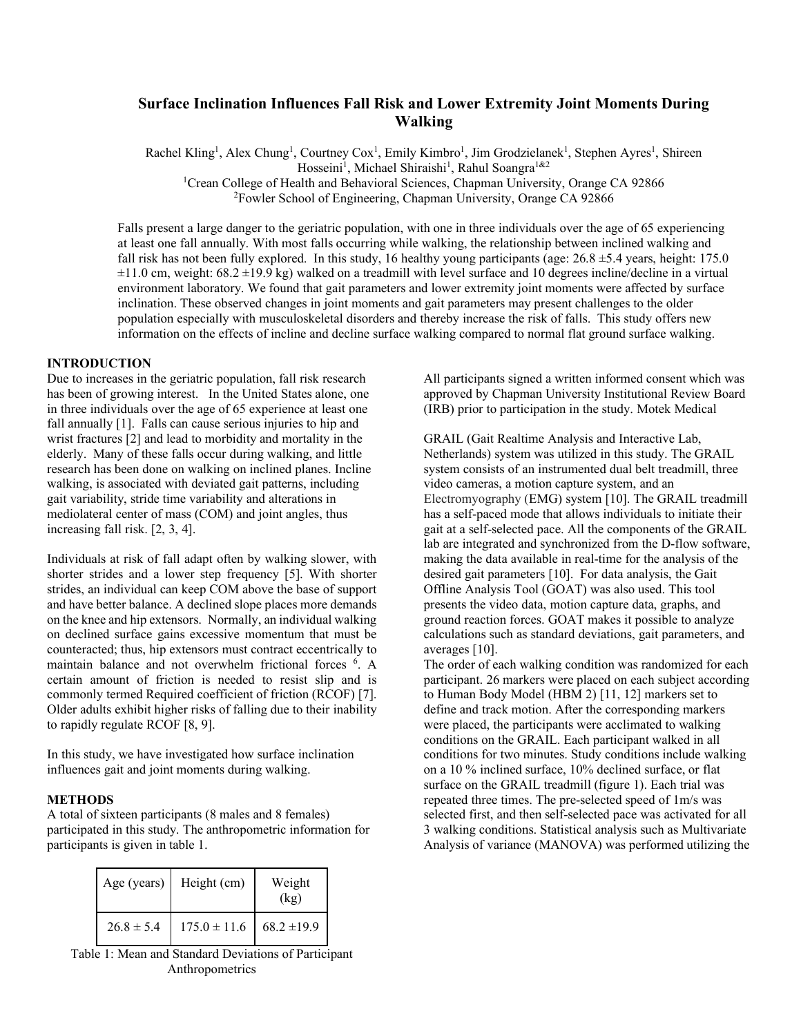# Surface Inclination Influences Fall Risk and Lower Extremity Joint Moments During Walking

Rachel Kling[1], Alex Chung[1], Courtney Cox[1], Emily Kimbro[1], Jim Grodzielanek[1], Stephen Ayres[1], Shireen Hosseini[1], Michael Shiraishi[1], Rahul Soangra[1&2]

[1]Crean College of Health and Behavioral Sciences, Chapman University, Orange CA 92866

[2]Fowler School of Engineering, Chapman University, Orange CA 92866

Falls present a large danger to the geriatric population, with one in three individuals over the age of 65 experiencing at least one fall annually. With most falls occurring while walking, the relationship between inclined walking and fall risk has not been fully explored. In this study, 16 healthy young participants (age: 26.8 ±5.4 years, height: 175.0 ±11.0 cm, weight: 68.2 ±19.9 kg) walked on a treadmill with level surface and 10 degrees incline/decline in a virtual environment laboratory. We found that gait parameters and lower extremity joint moments were affected by surface inclination. These observed changes in joint moments and gait parameters may present challenges to the older population especially with musculoskeletal disorders and thereby increase the risk of falls. This study offers new information on the effects of incline and decline surface walking compared to normal flat ground surface walking.

## INTRODUCTION

Due to increases in the geriatric population, fall risk research has been of growing interest. In the United States alone, one in three individuals over the age of 65 experience at least one fall annually [1]. Falls can cause serious injuries to hip and wrist fractures [2] and lead to morbidity and mortality in the elderly. Many of these falls occur during walking, and little research has been done on walking on inclined planes. Incline walking, is associated with deviated gait patterns, including gait variability, stride time variability and alterations in mediolateral center of mass (COM) and joint angles, thus increasing fall risk. [2, 3, 4].

Individuals at risk of fall adapt often by walking slower, with shorter strides and a lower step frequency [5]. With shorter strides, an individual can keep COM above the base of support and have better balance. A declined slope places more demands on the knee and hip extensors. Normally, an individual walking on declined surface gains excessive momentum that must be counteracted; thus, hip extensors must contract eccentrically to maintain balance and not overwhelm frictional forces [6]. A certain amount of friction is needed to resist slip and is commonly termed Required coefficient of friction (RCOF) [7]. Older adults exhibit higher risks of falling due to their inability to rapidly regulate RCOF [8, 9].

In this study, we have investigated how surface inclination influences gait and joint moments during walking.

## METHODS

A total of sixteen participants (8 males and 8 females) participated in this study. The anthropometric information for participants is given in table 1.

| Age (years) | Height (cm) | Weight (kg) |
|---|---|---|
| 26.8 ± 5.4 | 175.0 ± 11.6 | 68.2 ±19.9 |

Table 1: Mean and Standard Deviations of Participant Anthropometrics

All participants signed a written informed consent which was approved by Chapman University Institutional Review Board (IRB) prior to participation in the study. Motek Medical

GRAIL (Gait Realtime Analysis and Interactive Lab, Netherlands) system was utilized in this study. The GRAIL system consists of an instrumented dual belt treadmill, three video cameras, a motion capture system, and an Electromyography (EMG) system [10]. The GRAIL treadmill has a self-paced mode that allows individuals to initiate their gait at a self-selected pace. All the components of the GRAIL lab are integrated and synchronized from the D-flow software, making the data available in real-time for the analysis of the desired gait parameters [10]. For data analysis, the Gait Offline Analysis Tool (GOAT) was also used. This tool presents the video data, motion capture data, graphs, and ground reaction forces. GOAT makes it possible to analyze calculations such as standard deviations, gait parameters, and averages [10].

The order of each walking condition was randomized for each participant. 26 markers were placed on each subject according to Human Body Model (HBM 2) [11, 12] markers set to define and track motion. After the corresponding markers were placed, the participants were acclimated to walking conditions on the GRAIL. Each participant walked in all conditions for two minutes. Study conditions include walking on a 10 % inclined surface, 10% declined surface, or flat surface on the GRAIL treadmill (figure 1). Each trial was repeated three times. The pre-selected speed of 1m/s was selected first, and then self-selected pace was activated for all 3 walking conditions. Statistical analysis such as Multivariate Analysis of variance (MANOVA) was performed utilizing the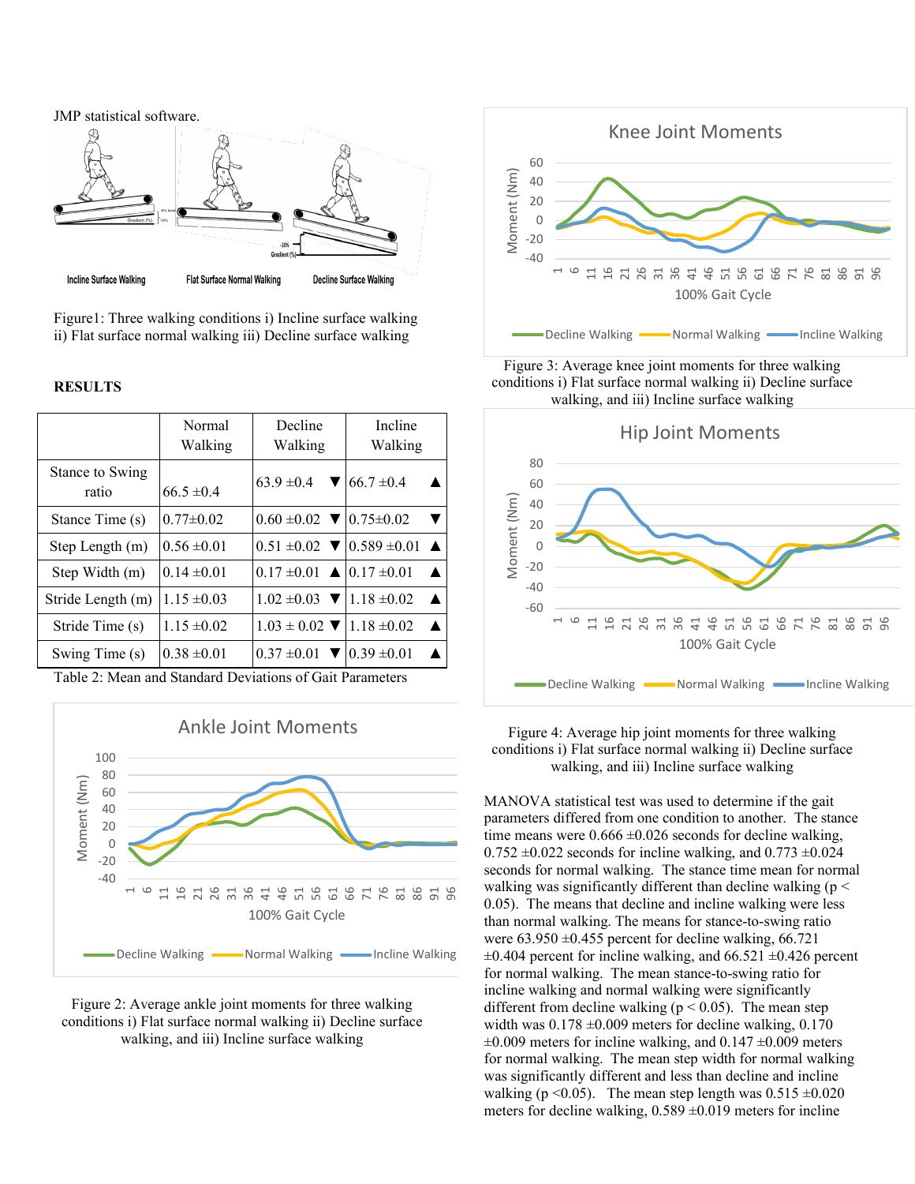JMP statistical software.

Figure1: Three walking conditions i) Incline surface walking ii) Flat surface normal walking iii) Decline surface walking

## RESULTS

| | Normal Walking | Decline Walking | Incline Walking |
|---|---|---|---|
| Stance to Swing ratio | 66.5 ±0.4 | 63.9 ±0.4 ▼ | 66.7 ±0.4 ▲ |
| Stance Time (s) | 0.77±0.02 | 0.60 ±0.02 ▼ | 0.75±0.02 ▼ |
| Step Length (m) | 0.56 ±0.01 | 0.51 ±0.02 ▼ | 0.589 ±0.01 ▲ |
| Step Width (m) | 0.14 ±0.01 | 0.17 ±0.01 ▲ | 0.17 ±0.01 ▲ |
| Stride Length (m) | 1.15 ±0.03 | 1.02 ±0.03 ▼ | 1.18 ±0.02 ▲ |
| Stride Time (s) | 1.15 ±0.02 | 1.03 ± 0.02 ▼ | 1.18 ±0.02 ▲ |
| Swing Time (s) | 0.38 ±0.01 | 0.37 ±0.01 ▼ | 0.39 ±0.01 ▲ |

Table 2: Mean and Standard Deviations of Gait Parameters

Figure 2: Average ankle joint moments for three walking conditions i) Flat surface normal walking ii) Decline surface walking, and iii) Incline surface walking

Figure 3: Average knee joint moments for three walking conditions i) Flat surface normal walking ii) Decline surface walking, and iii) Incline surface walking

Figure 4: Average hip joint moments for three walking conditions i) Flat surface normal walking ii) Decline surface walking, and iii) Incline surface walking

MANOVA statistical test was used to determine if the gait parameters differed from one condition to another. The stance time means were 0.666 ±0.026 seconds for decline walking, 0.752 ±0.022 seconds for incline walking, and 0.773 ±0.024 seconds for normal walking. The stance time mean for normal walking was significantly different than decline walking ($p < 0.05$). The means that decline and incline walking were less than normal walking. The means for stance-to-swing ratio were 63.950 ±0.455 percent for decline walking, 66.721 ±0.404 percent for incline walking, and 66.521 ±0.426 percent for normal walking. The mean stance-to-swing ratio for incline walking and normal walking were significantly different from decline walking ($p < 0.05$). The mean step width was 0.178 ±0.009 meters for decline walking, 0.170 ±0.009 meters for incline walking, and 0.147 ±0.009 meters for normal walking. The mean step width for normal walking was significantly different and less than decline and incline walking ($p < 0.05$). The mean step length was 0.515 ±0.020 meters for decline walking, 0.589 ±0.019 meters for incline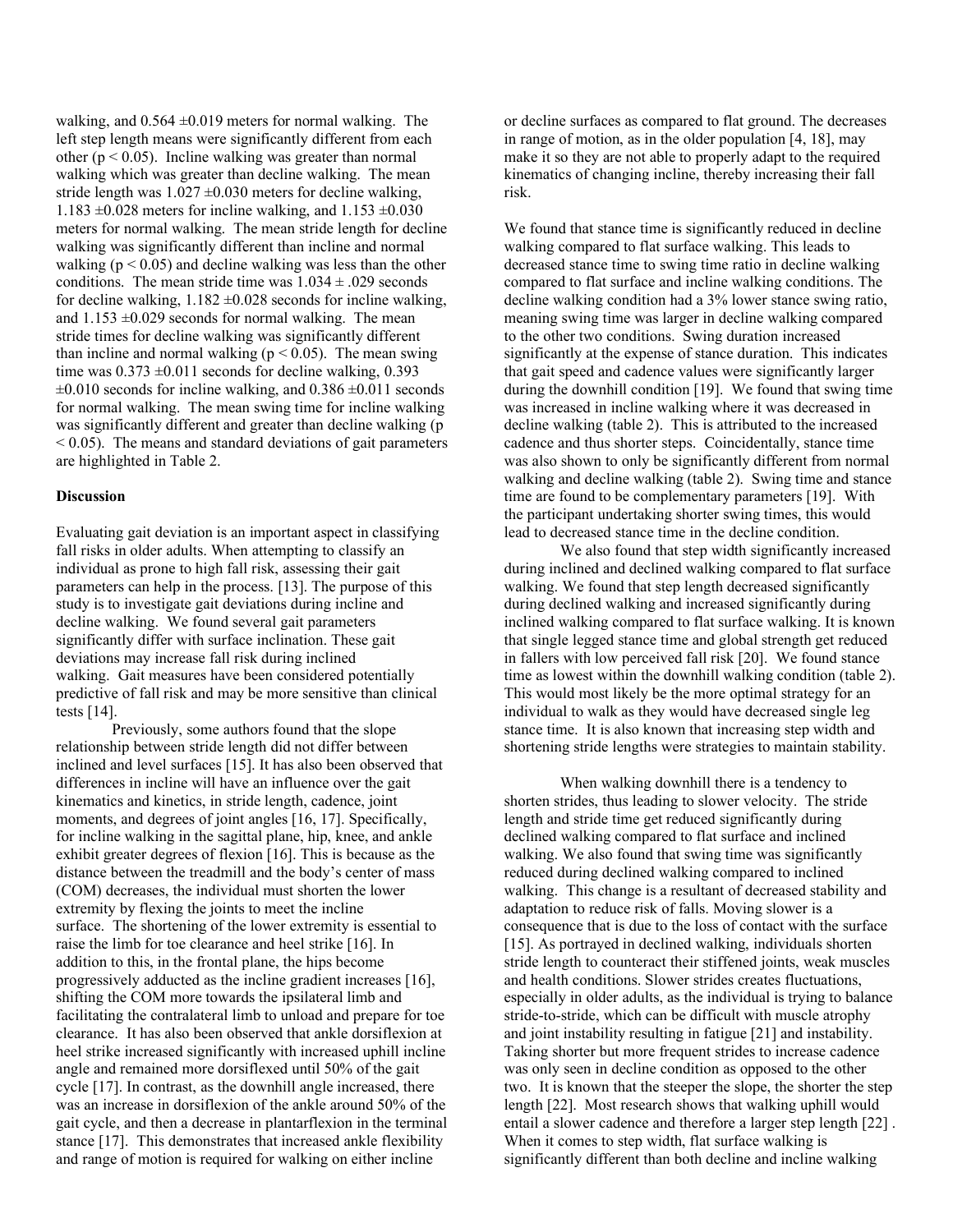walking, and 0.564 ±0.019 meters for normal walking. The left step length means were significantly different from each other ($p < 0.05$). Incline walking was greater than normal walking which was greater than decline walking. The mean stride length was 1.027 ±0.030 meters for decline walking, 1.183 ±0.028 meters for incline walking, and 1.153 ±0.030 meters for normal walking. The mean stride length for decline walking was significantly different than incline and normal walking ($p < 0.05$) and decline walking was less than the other conditions. The mean stride time was 1.034 ± .029 seconds for decline walking, 1.182 ±0.028 seconds for incline walking, and 1.153 ±0.029 seconds for normal walking. The mean stride times for decline walking was significantly different than incline and normal walking ($p < 0.05$). The mean swing time was 0.373 ±0.011 seconds for decline walking, 0.393 ±0.010 seconds for incline walking, and 0.386 ±0.011 seconds for normal walking. The mean swing time for incline walking was significantly different and greater than decline walking ($p < 0.05$). The means and standard deviations of gait parameters are highlighted in Table 2.

**Discussion**

Evaluating gait deviation is an important aspect in classifying fall risks in older adults. When attempting to classify an individual as prone to high fall risk, assessing their gait parameters can help in the process. [13]. The purpose of this study is to investigate gait deviations during incline and decline walking. We found several gait parameters significantly differ with surface inclination. These gait deviations may increase fall risk during inclined walking. Gait measures have been considered potentially predictive of fall risk and may be more sensitive than clinical tests [14].

Previously, some authors found that the slope relationship between stride length did not differ between inclined and level surfaces [15]. It has also been observed that differences in incline will have an influence over the gait kinematics and kinetics, in stride length, cadence, joint moments, and degrees of joint angles [16, 17]. Specifically, for incline walking in the sagittal plane, hip, knee, and ankle exhibit greater degrees of flexion [16]. This is because as the distance between the treadmill and the body's center of mass (COM) decreases, the individual must shorten the lower extremity by flexing the joints to meet the incline surface. The shortening of the lower extremity is essential to raise the limb for toe clearance and heel strike [16]. In addition to this, in the frontal plane, the hips become progressively adducted as the incline gradient increases [16], shifting the COM more towards the ipsilateral limb and facilitating the contralateral limb to unload and prepare for toe clearance. It has also been observed that ankle dorsiflexion at heel strike increased significantly with increased uphill incline angle and remained more dorsiflexed until 50% of the gait cycle [17]. In contrast, as the downhill angle increased, there was an increase in dorsiflexion of the ankle around 50% of the gait cycle, and then a decrease in plantarflexion in the terminal stance [17]. This demonstrates that increased ankle flexibility and range of motion is required for walking on either incline or decline surfaces as compared to flat ground. The decreases in range of motion, as in the older population [4, 18], may make it so they are not able to properly adapt to the required kinematics of changing incline, thereby increasing their fall risk.

We found that stance time is significantly reduced in decline walking compared to flat surface walking. This leads to decreased stance time to swing time ratio in decline walking compared to flat surface and incline walking conditions. The decline walking condition had a 3% lower stance swing ratio, meaning swing time was larger in decline walking compared to the other two conditions. Swing duration increased significantly at the expense of stance duration. This indicates that gait speed and cadence values were significantly larger during the downhill condition [19]. We found that swing time was increased in incline walking where it was decreased in decline walking (table 2). This is attributed to the increased cadence and thus shorter steps. Coincidentally, stance time was also shown to only be significantly different from normal walking and decline walking (table 2). Swing time and stance time are found to be complementary parameters [19]. With the participant undertaking shorter swing times, this would lead to decreased stance time in the decline condition.

We also found that step width significantly increased during inclined and declined walking compared to flat surface walking. We found that step length decreased significantly during declined walking and increased significantly during inclined walking compared to flat surface walking. It is known that single legged stance time and global strength get reduced in fallers with low perceived fall risk [20]. We found stance time as lowest within the downhill walking condition (table 2). This would most likely be the more optimal strategy for an individual to walk as they would have decreased single leg stance time. It is also known that increasing step width and shortening stride lengths were strategies to maintain stability.

When walking downhill there is a tendency to shorten strides, thus leading to slower velocity. The stride length and stride time get reduced significantly during declined walking compared to flat surface and inclined walking. We also found that swing time was significantly reduced during declined walking compared to inclined walking. This change is a resultant of decreased stability and adaptation to reduce risk of falls. Moving slower is a consequence that is due to the loss of contact with the surface [15]. As portrayed in declined walking, individuals shorten stride length to counteract their stiffened joints, weak muscles and health conditions. Slower strides creates fluctuations, especially in older adults, as the individual is trying to balance stride-to-stride, which can be difficult with muscle atrophy and joint instability resulting in fatigue [21] and instability. Taking shorter but more frequent strides to increase cadence was only seen in decline condition as opposed to the other two. It is known that the steeper the slope, the shorter the step length [22]. Most research shows that walking uphill would entail a slower cadence and therefore a larger step length [22]. When it comes to step width, flat surface walking is significantly different than both decline and incline walking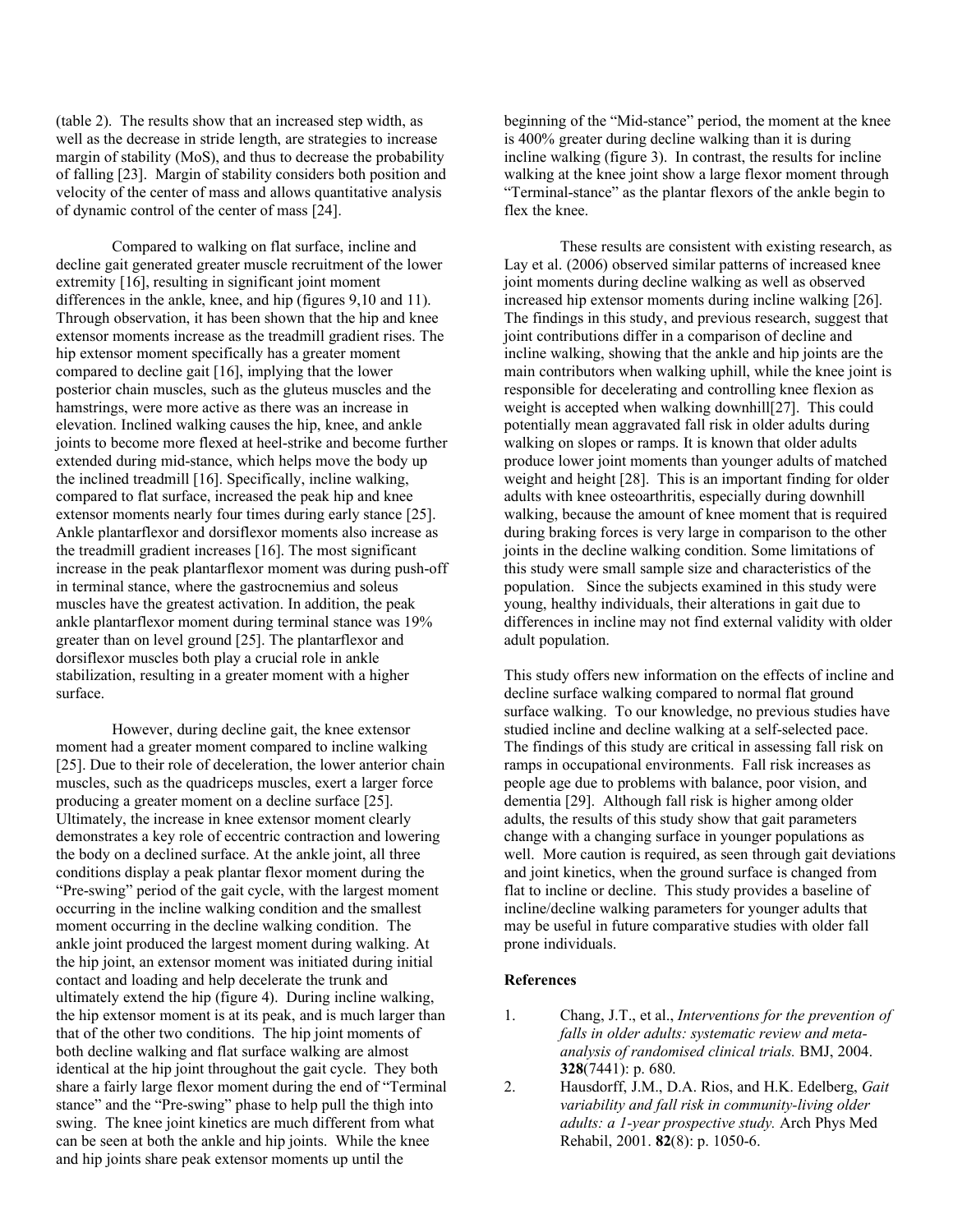(table 2). The results show that an increased step width, as well as the decrease in stride length, are strategies to increase margin of stability (MoS), and thus to decrease the probability of falling [23]. Margin of stability considers both position and velocity of the center of mass and allows quantitative analysis of dynamic control of the center of mass [24].

Compared to walking on flat surface, incline and decline gait generated greater muscle recruitment of the lower extremity [16], resulting in significant joint moment differences in the ankle, knee, and hip (figures 9,10 and 11). Through observation, it has been shown that the hip and knee extensor moments increase as the treadmill gradient rises. The hip extensor moment specifically has a greater moment compared to decline gait [16], implying that the lower posterior chain muscles, such as the gluteus muscles and the hamstrings, were more active as there was an increase in elevation. Inclined walking causes the hip, knee, and ankle joints to become more flexed at heel-strike and become further extended during mid-stance, which helps move the body up the inclined treadmill [16]. Specifically, incline walking, compared to flat surface, increased the peak hip and knee extensor moments nearly four times during early stance [25]. Ankle plantarflexor and dorsiflexor moments also increase as the treadmill gradient increases [16]. The most significant increase in the peak plantarflexor moment was during push-off in terminal stance, where the gastrocnemius and soleus muscles have the greatest activation. In addition, the peak ankle plantarflexor moment during terminal stance was 19% greater than on level ground [25]. The plantarflexor and dorsiflexor muscles both play a crucial role in ankle stabilization, resulting in a greater moment with a higher surface.

However, during decline gait, the knee extensor moment had a greater moment compared to incline walking [25]. Due to their role of deceleration, the lower anterior chain muscles, such as the quadriceps muscles, exert a larger force producing a greater moment on a decline surface [25]. Ultimately, the increase in knee extensor moment clearly demonstrates a key role of eccentric contraction and lowering the body on a declined surface. At the ankle joint, all three conditions display a peak plantar flexor moment during the "Pre-swing" period of the gait cycle, with the largest moment occurring in the incline walking condition and the smallest moment occurring in the decline walking condition. The ankle joint produced the largest moment during walking. At the hip joint, an extensor moment was initiated during initial contact and loading and help decelerate the trunk and ultimately extend the hip (figure 4). During incline walking, the hip extensor moment is at its peak, and is much larger than that of the other two conditions. The hip joint moments of both decline walking and flat surface walking are almost identical at the hip joint throughout the gait cycle. They both share a fairly large flexor moment during the end of "Terminal stance" and the "Pre-swing" phase to help pull the thigh into swing. The knee joint kinetics are much different from what can be seen at both the ankle and hip joints. While the knee and hip joints share peak extensor moments up until the beginning of the "Mid-stance" period, the moment at the knee is 400% greater during decline walking than it is during incline walking (figure 3). In contrast, the results for incline walking at the knee joint show a large flexor moment through "Terminal-stance" as the plantar flexors of the ankle begin to flex the knee.

These results are consistent with existing research, as Lay et al. (2006) observed similar patterns of increased knee joint moments during decline walking as well as observed increased hip extensor moments during incline walking [26]. The findings in this study, and previous research, suggest that joint contributions differ in a comparison of decline and incline walking, showing that the ankle and hip joints are the main contributors when walking uphill, while the knee joint is responsible for decelerating and controlling knee flexion as weight is accepted when walking downhill[27]. This could potentially mean aggravated fall risk in older adults during walking on slopes or ramps. It is known that older adults produce lower joint moments than younger adults of matched weight and height [28]. This is an important finding for older adults with knee osteoarthritis, especially during downhill walking, because the amount of knee moment that is required during braking forces is very large in comparison to the other joints in the decline walking condition. Some limitations of this study were small sample size and characteristics of the population. Since the subjects examined in this study were young, healthy individuals, their alterations in gait due to differences in incline may not find external validity with older adult population.

This study offers new information on the effects of incline and decline surface walking compared to normal flat ground surface walking. To our knowledge, no previous studies have studied incline and decline walking at a self-selected pace. The findings of this study are critical in assessing fall risk on ramps in occupational environments. Fall risk increases as people age due to problems with balance, poor vision, and dementia [29]. Although fall risk is higher among older adults, the results of this study show that gait parameters change with a changing surface in younger populations as well. More caution is required, as seen through gait deviations and joint kinetics, when the ground surface is changed from flat to incline or decline. This study provides a baseline of incline/decline walking parameters for younger adults that may be useful in future comparative studies with older fall prone individuals.

### References

1. Chang, J.T., et al., *Interventions for the prevention of falls in older adults: systematic review and meta-analysis of randomised clinical trials.* BMJ, 2004. **328**(7441): p. 680.
2. Hausdorff, J.M., D.A. Rios, and H.K. Edelberg, *Gait variability and fall risk in community-living older adults: a 1-year prospective study.* Arch Phys Med Rehabil, 2001. **82**(8): p. 1050-6.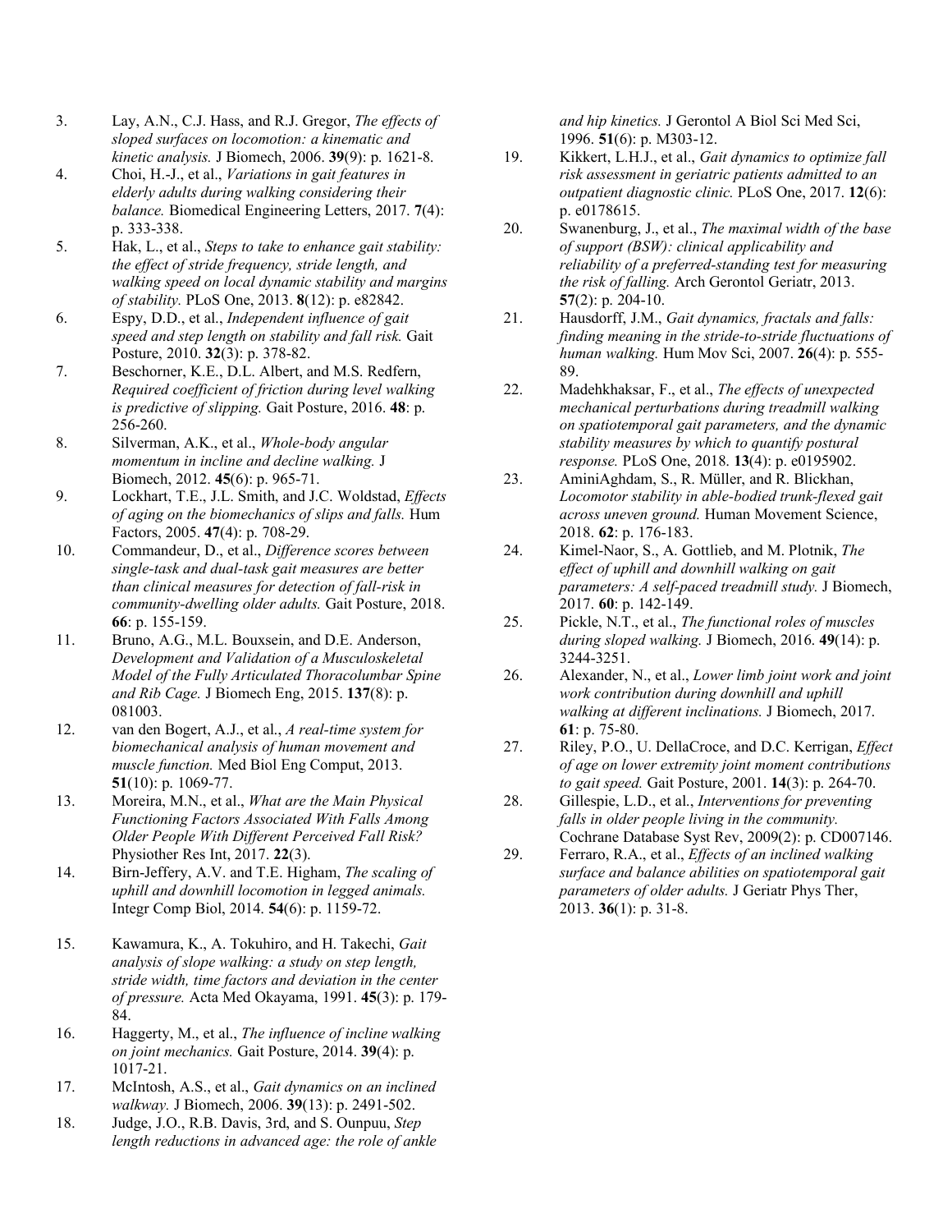3. Lay, A.N., C.J. Hass, and R.J. Gregor, *The effects of sloped surfaces on locomotion: a kinematic and kinetic analysis.* J Biomech, 2006. **39**(9): p. 1621-8.
4. Choi, H.-J., et al., *Variations in gait features in elderly adults during walking considering their balance.* Biomedical Engineering Letters, 2017. **7**(4): p. 333-338.
5. Hak, L., et al., *Steps to take to enhance gait stability: the effect of stride frequency, stride length, and walking speed on local dynamic stability and margins of stability.* PLoS One, 2013. **8**(12): p. e82842.
6. Espy, D.D., et al., *Independent influence of gait speed and step length on stability and fall risk.* Gait Posture, 2010. **32**(3): p. 378-82.
7. Beschorner, K.E., D.L. Albert, and M.S. Redfern, *Required coefficient of friction during level walking is predictive of slipping.* Gait Posture, 2016. **48**: p. 256-260.
8. Silverman, A.K., et al., *Whole-body angular momentum in incline and decline walking.* J Biomech, 2012. **45**(6): p. 965-71.
9. Lockhart, T.E., J.L. Smith, and J.C. Woldstad, *Effects of aging on the biomechanics of slips and falls.* Hum Factors, 2005. **47**(4): p. 708-29.
10. Commandeur, D., et al., *Difference scores between single-task and dual-task gait measures are better than clinical measures for detection of fall-risk in community-dwelling older adults.* Gait Posture, 2018. **66**: p. 155-159.
11. Bruno, A.G., M.L. Bouxsein, and D.E. Anderson, *Development and Validation of a Musculoskeletal Model of the Fully Articulated Thoracolumbar Spine and Rib Cage.* J Biomech Eng, 2015. **137**(8): p. 081003.
12. van den Bogert, A.J., et al., *A real-time system for biomechanical analysis of human movement and muscle function.* Med Biol Eng Comput, 2013. **51**(10): p. 1069-77.
13. Moreira, M.N., et al., *What are the Main Physical Functioning Factors Associated With Falls Among Older People With Different Perceived Fall Risk?* Physiother Res Int, 2017. **22**(3).
14. Birn-Jeffery, A.V. and T.E. Higham, *The scaling of uphill and downhill locomotion in legged animals.* Integr Comp Biol, 2014. **54**(6): p. 1159-72.
15. Kawamura, K., A. Tokuhiro, and H. Takechi, *Gait analysis of slope walking: a study on step length, stride width, time factors and deviation in the center of pressure.* Acta Med Okayama, 1991. **45**(3): p. 179-84.
16. Haggerty, M., et al., *The influence of incline walking on joint mechanics.* Gait Posture, 2014. **39**(4): p. 1017-21.
17. McIntosh, A.S., et al., *Gait dynamics on an inclined walkway.* J Biomech, 2006. **39**(13): p. 2491-502.
18. Judge, J.O., R.B. Davis, 3rd, and S. Ounpuu, *Step length reductions in advanced age: the role of ankle and hip kinetics.* J Gerontol A Biol Sci Med Sci, 1996. **51**(6): p. M303-12.
19. Kikkert, L.H.J., et al., *Gait dynamics to optimize fall risk assessment in geriatric patients admitted to an outpatient diagnostic clinic.* PLoS One, 2017. **12**(6): p. e0178615.
20. Swanenburg, J., et al., *The maximal width of the base of support (BSW): clinical applicability and reliability of a preferred-standing test for measuring the risk of falling.* Arch Gerontol Geriatr, 2013. **57**(2): p. 204-10.
21. Hausdorff, J.M., *Gait dynamics, fractals and falls: finding meaning in the stride-to-stride fluctuations of human walking.* Hum Mov Sci, 2007. **26**(4): p. 555-89.
22. Madehkhaksar, F., et al., *The effects of unexpected mechanical perturbations during treadmill walking on spatiotemporal gait parameters, and the dynamic stability measures by which to quantify postural response.* PLoS One, 2018. **13**(4): p. e0195902.
23. AminiAghdam, S., R. Müller, and R. Blickhan, *Locomotor stability in able-bodied trunk-flexed gait across uneven ground.* Human Movement Science, 2018. **62**: p. 176-183.
24. Kimel-Naor, S., A. Gottlieb, and M. Plotnik, *The effect of uphill and downhill walking on gait parameters: A self-paced treadmill study.* J Biomech, 2017. **60**: p. 142-149.
25. Pickle, N.T., et al., *The functional roles of muscles during sloped walking.* J Biomech, 2016. **49**(14): p. 3244-3251.
26. Alexander, N., et al., *Lower limb joint work and joint work contribution during downhill and uphill walking at different inclinations.* J Biomech, 2017. **61**: p. 75-80.
27. Riley, P.O., U. DellaCroce, and D.C. Kerrigan, *Effect of age on lower extremity joint moment contributions to gait speed.* Gait Posture, 2001. **14**(3): p. 264-70.
28. Gillespie, L.D., et al., *Interventions for preventing falls in older people living in the community.* Cochrane Database Syst Rev, 2009(2): p. CD007146.
29. Ferraro, R.A., et al., *Effects of an inclined walking surface and balance abilities on spatiotemporal gait parameters of older adults.* J Geriatr Phys Ther, 2013. **36**(1): p. 31-8.